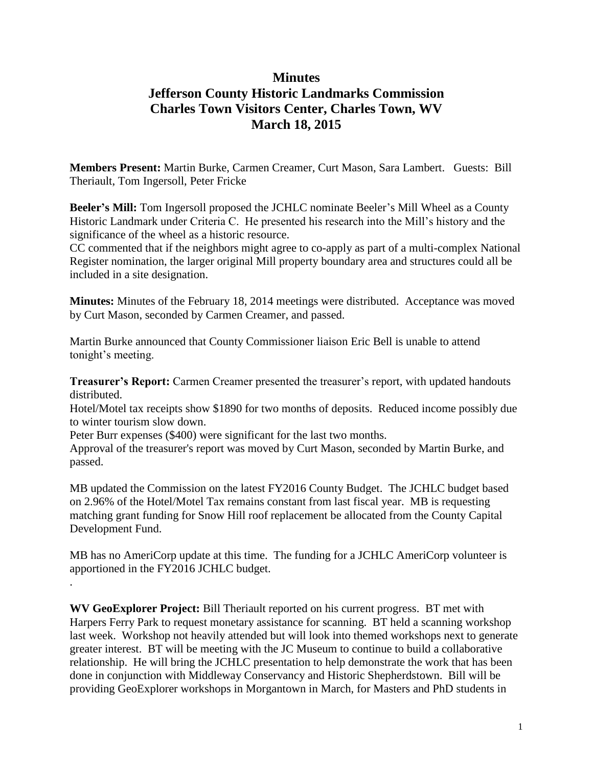# Minutes
## Jefferson County Historic Landmarks Commission
## Charles Town Visitors Center, Charles Town, WV
## March 18, 2015

**Members Present:** Martin Burke, Carmen Creamer, Curt Mason, Sara Lambert. Guests: Bill Theriault, Tom Ingersoll, Peter Fricke

**Beeler's Mill:** Tom Ingersoll proposed the JCHLC nominate Beeler's Mill Wheel as a County Historic Landmark under Criteria C. He presented his research into the Mill's history and the significance of the wheel as a historic resource.
CC commented that if the neighbors might agree to co-apply as part of a multi-complex National Register nomination, the larger original Mill property boundary area and structures could all be included in a site designation.

**Minutes:** Minutes of the February 18, 2014 meetings were distributed. Acceptance was moved by Curt Mason, seconded by Carmen Creamer, and passed.

Martin Burke announced that County Commissioner liaison Eric Bell is unable to attend tonight's meeting.

**Treasurer's Report:** Carmen Creamer presented the treasurer's report, with updated handouts distributed.
Hotel/Motel tax receipts show $1890 for two months of deposits. Reduced income possibly due to winter tourism slow down.
Peter Burr expenses ($400) were significant for the last two months.
Approval of the treasurer's report was moved by Curt Mason, seconded by Martin Burke, and passed.

MB updated the Commission on the latest FY2016 County Budget. The JCHLC budget based on 2.96% of the Hotel/Motel Tax remains constant from last fiscal year. MB is requesting matching grant funding for Snow Hill roof replacement be allocated from the County Capital Development Fund.

MB has no AmeriCorp update at this time. The funding for a JCHLC AmeriCorp volunteer is apportioned in the FY2016 JCHLC budget.
.

**WV GeoExplorer Project:** Bill Theriault reported on his current progress. BT met with Harpers Ferry Park to request monetary assistance for scanning. BT held a scanning workshop last week. Workshop not heavily attended but will look into themed workshops next to generate greater interest. BT will be meeting with the JC Museum to continue to build a collaborative relationship. He will bring the JCHLC presentation to help demonstrate the work that has been done in conjunction with Middleway Conservancy and Historic Shepherdstown. Bill will be providing GeoExplorer workshops in Morgantown in March, for Masters and PhD students in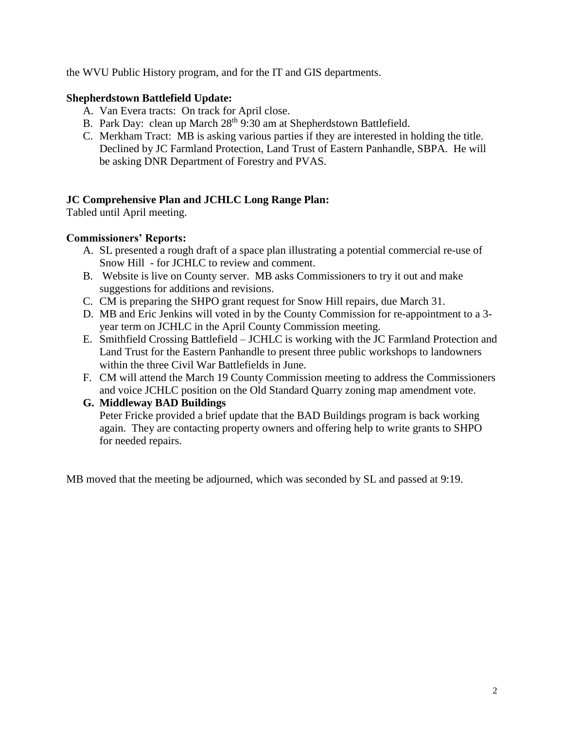the WVU Public History program, and for the IT and GIS departments.

**Shepherdstown Battlefield Update:**

A. Van Evera tracts: On track for April close.
B. Park Day: clean up March 28th 9:30 am at Shepherdstown Battlefield.
C. Merkham Tract: MB is asking various parties if they are interested in holding the title. Declined by JC Farmland Protection, Land Trust of Eastern Panhandle, SBPA. He will be asking DNR Department of Forestry and PVAS.

**JC Comprehensive Plan and JCHLC Long Range Plan:**

Tabled until April meeting.

**Commissioners' Reports:**

A. SL presented a rough draft of a space plan illustrating a potential commercial re-use of Snow Hill - for JCHLC to review and comment.
B. Website is live on County server. MB asks Commissioners to try it out and make suggestions for additions and revisions.
C. CM is preparing the SHPO grant request for Snow Hill repairs, due March 31.
D. MB and Eric Jenkins will voted in by the County Commission for re-appointment to a 3-year term on JCHLC in the April County Commission meeting.
E. Smithfield Crossing Battlefield – JCHLC is working with the JC Farmland Protection and Land Trust for the Eastern Panhandle to present three public workshops to landowners within the three Civil War Battlefields in June.
F. CM will attend the March 19 County Commission meeting to address the Commissioners and voice JCHLC position on the Old Standard Quarry zoning map amendment vote.
G. **Middleway BAD Buildings**
   Peter Fricke provided a brief update that the BAD Buildings program is back working again. They are contacting property owners and offering help to write grants to SHPO for needed repairs.

MB moved that the meeting be adjourned, which was seconded by SL and passed at 9:19.